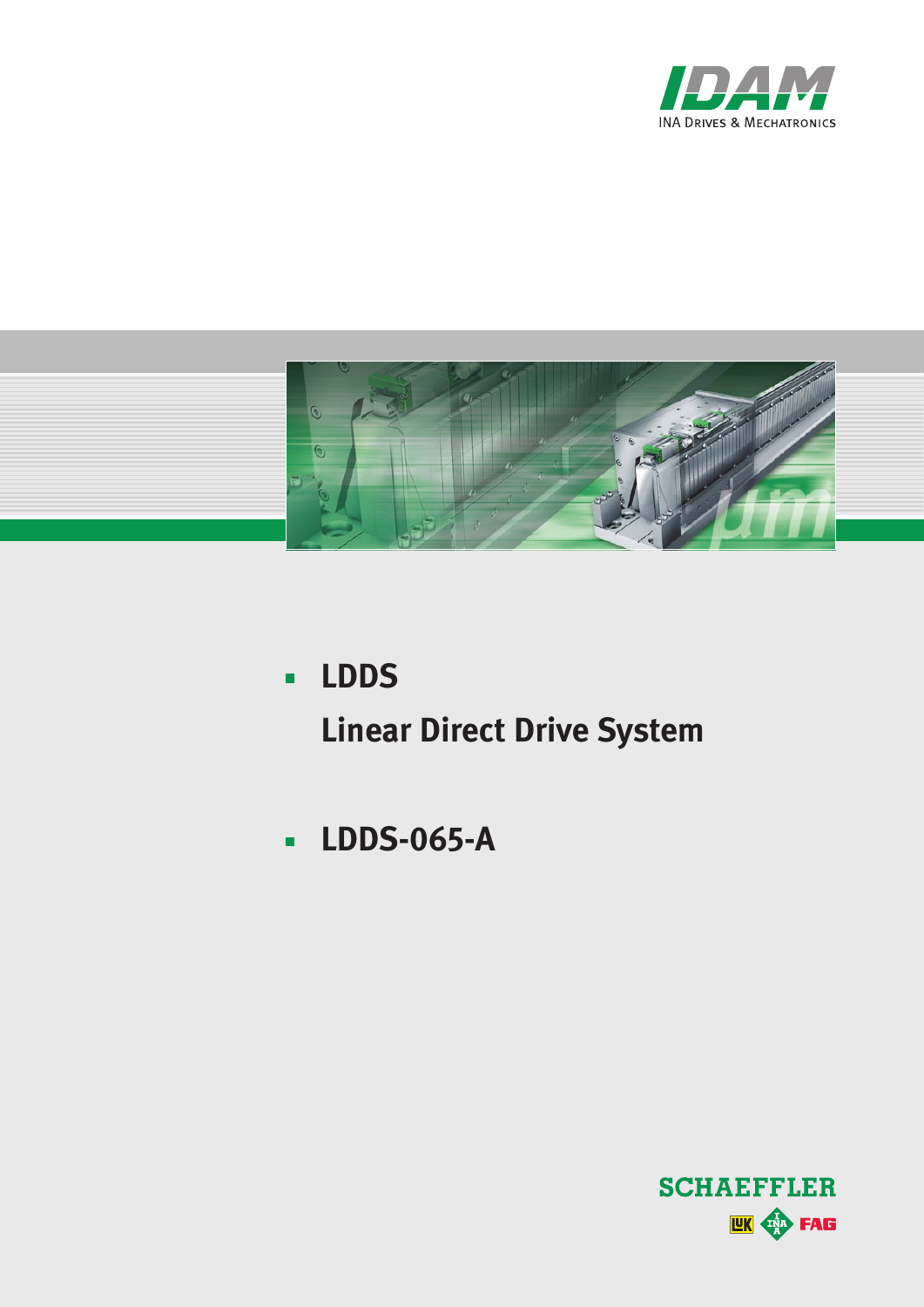IDAM

INA Drives & Mechatronics

- **LDDS**

  **Linear Direct Drive System**

- **LDDS-065-A**

SCHAEFFLER

LUK INA FAG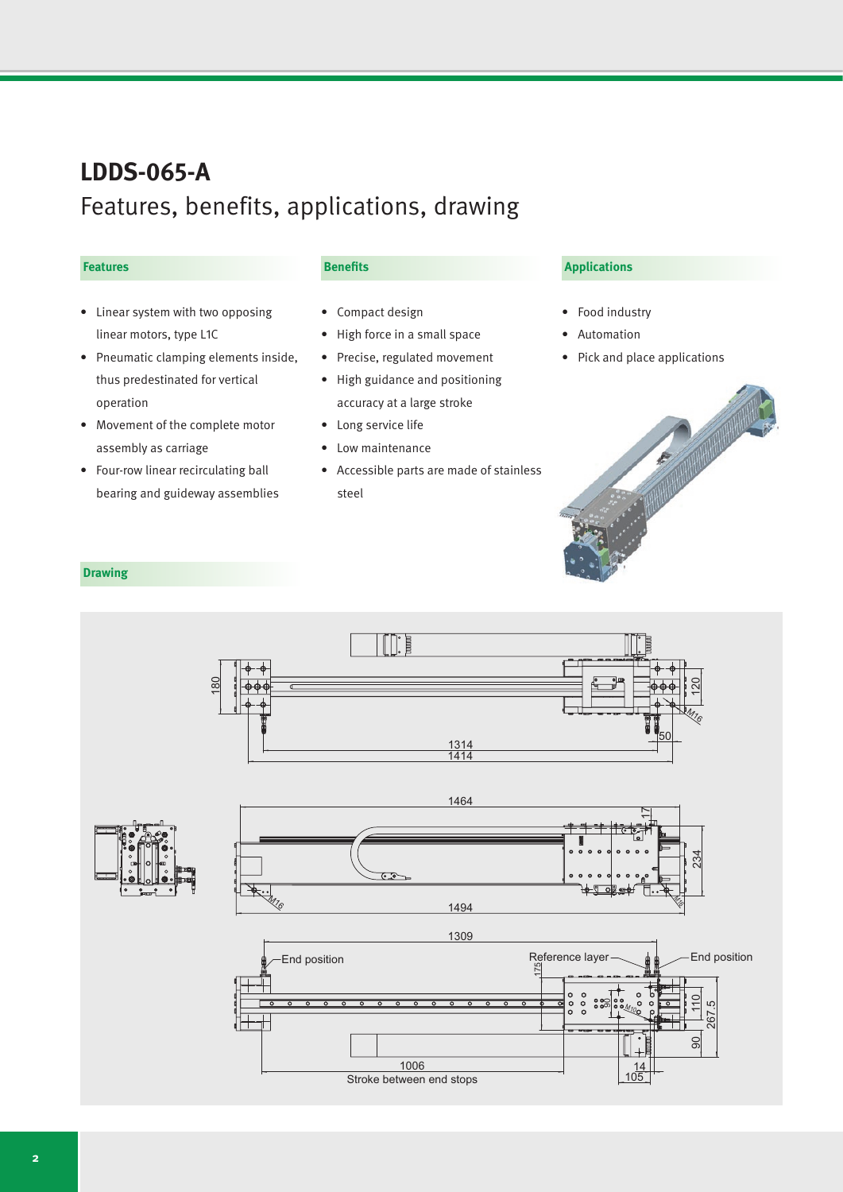# LDDS-065-A

## Features, benefits, applications, drawing

### Features

- Linear system with two opposing linear motors, type L1C
- Pneumatic clamping elements inside, thus predestinated for vertical operation
- Movement of the complete motor assembly as carriage
- Four-row linear recirculating ball bearing and guideway assemblies

### Benefits

- Compact design
- High force in a small space
- Precise, regulated movement
- High guidance and positioning accuracy at a large stroke
- Long service life
- Low maintenance
- Accessible parts are made of stainless steel

### Applications

- Food industry
- Automation
- Pick and place applications

### Drawing

180 120 M16 50 1314 1414

1464 17 234 M16 1494 M16

1309 End position Reference layer End position 175 90 M16 110 267,5 90 1006 Stroke between end stops 14 105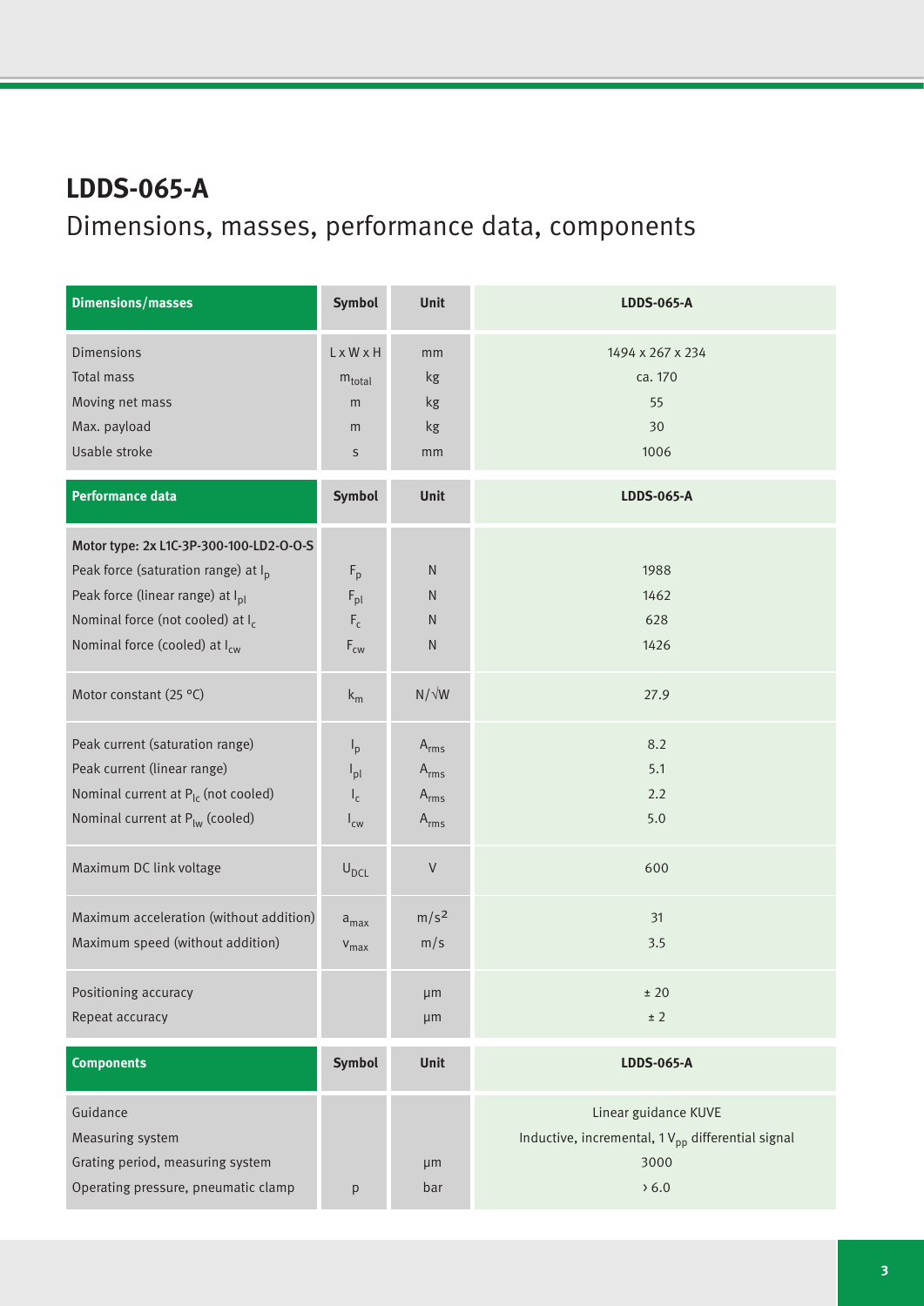# LDDS-065-A

## Dimensions, masses, performance data, components

| Dimensions/masses | Symbol | Unit | LDDS-065-A |
|---|---|---|---|
| Dimensions | L x W x H | mm | 1494 x 267 x 234 |
| Total mass | $m_{total}$ | kg | ca. 170 |
| Moving net mass | m | kg | 55 |
| Max. payload | m | kg | 30 |
| Usable stroke | s | mm | 1006 |
| **Performance data** | **Symbol** | **Unit** | **LDDS-065-A** |
| **Motor type: 2x L1C-3P-300-100-LD2-O-O-S** | | | |
| Peak force (saturation range) at $I_p$ | $F_p$ | N | 1988 |
| Peak force (linear range) at $I_{pl}$ | $F_{pl}$ | N | 1462 |
| Nominal force (not cooled) at $I_c$ | $F_c$ | N | 628 |
| Nominal force (cooled) at $I_{cw}$ | $F_{cw}$ | N | 1426 |
| Motor constant (25 °C) | $k_m$ | $N/\sqrt{W}$ | 27.9 |
| Peak current (saturation range) | $I_p$ | $A_{rms}$ | 8.2 |
| Peak current (linear range) | $I_{pl}$ | $A_{rms}$ | 5.1 |
| Nominal current at $P_{lc}$ (not cooled) | $I_c$ | $A_{rms}$ | 2.2 |
| Nominal current at $P_{lw}$ (cooled) | $I_{cw}$ | $A_{rms}$ | 5.0 |
| Maximum DC link voltage | $U_{DCL}$ | V | 600 |
| Maximum acceleration (without addition) | $a_{max}$ | $m/s^2$ | 31 |
| Maximum speed (without addition) | $v_{max}$ | m/s | 3.5 |
| Positioning accuracy | | µm | ± 20 |
| Repeat accuracy | | µm | ± 2 |
| **Components** | **Symbol** | **Unit** | **LDDS-065-A** |
| Guidance | | | Linear guidance KUVE |
| Measuring system | | | Inductive, incremental, 1 $V_{pp}$ differential signal |
| Grating period, measuring system | | µm | 3000 |
| Operating pressure, pneumatic clamp | p | bar | > 6.0 |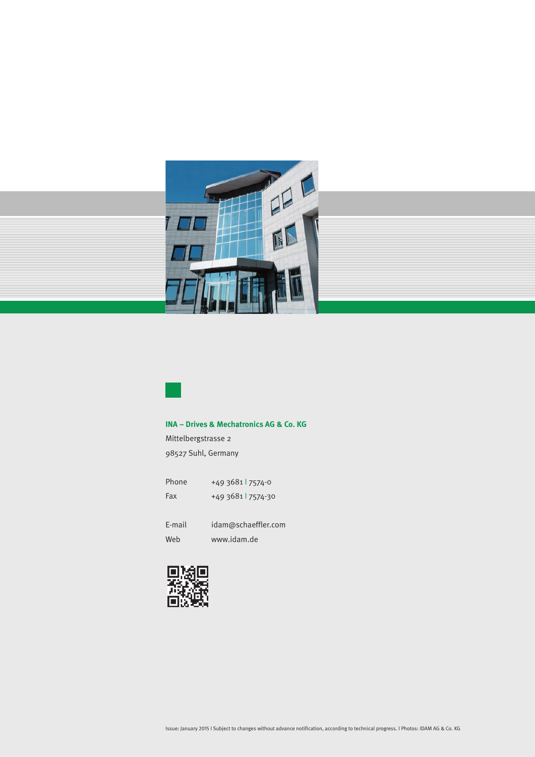**INA – Drives & Mechatronics AG & Co. KG**

Mittelbergstrasse 2

98527 Suhl, Germany

| | |
|---|---|
| Phone | +49 3681 I 7574-0 |
| Fax | +49 3681 I 7574-30 |
| E-mail | idam@schaeffler.com |
| Web | www.idam.de |

Issue: January 2015 I Subject to changes without advance notification, according to technical progress. I Photos: IDAM AG & Co. KG